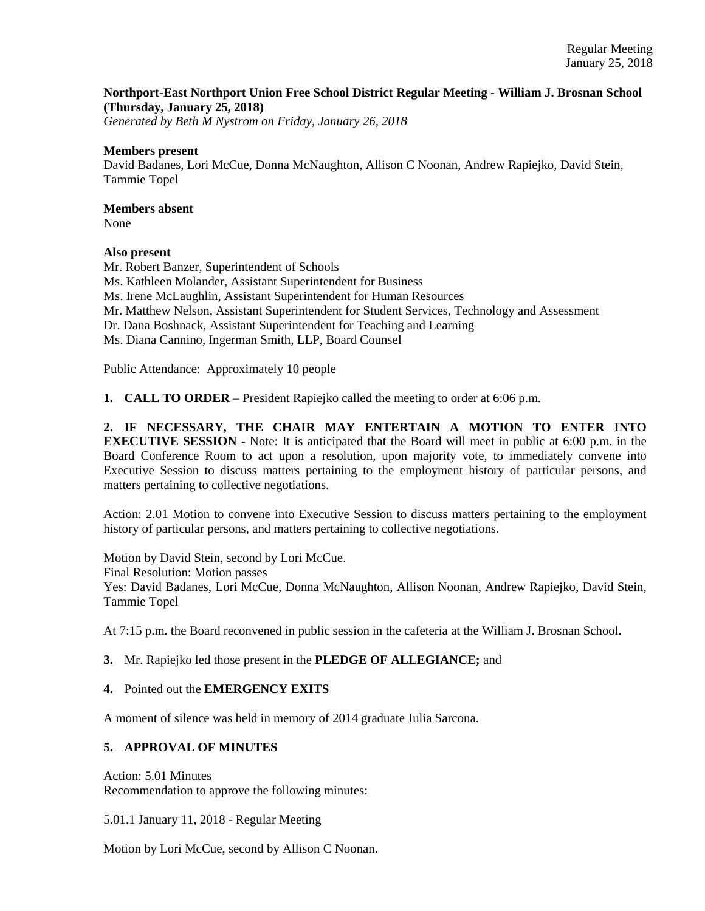**Northport-East Northport Union Free School District Regular Meeting - William J. Brosnan School (Thursday, January 25, 2018)**
*Generated by Beth M Nystrom on Friday, January 26, 2018*

**Members present**
David Badanes, Lori McCue, Donna McNaughton, Allison C Noonan, Andrew Rapiejko, David Stein, Tammie Topel

**Members absent**
None

**Also present**
Mr. Robert Banzer, Superintendent of Schools
Ms. Kathleen Molander, Assistant Superintendent for Business
Ms. Irene McLaughlin, Assistant Superintendent for Human Resources
Mr. Matthew Nelson, Assistant Superintendent for Student Services, Technology and Assessment
Dr. Dana Boshnack, Assistant Superintendent for Teaching and Learning
Ms. Diana Cannino, Ingerman Smith, LLP, Board Counsel

Public Attendance: Approximately 10 people

**1. CALL TO ORDER** – President Rapiejko called the meeting to order at 6:06 p.m.

**2. IF NECESSARY, THE CHAIR MAY ENTERTAIN A MOTION TO ENTER INTO EXECUTIVE SESSION** - Note: It is anticipated that the Board will meet in public at 6:00 p.m. in the Board Conference Room to act upon a resolution, upon majority vote, to immediately convene into Executive Session to discuss matters pertaining to the employment history of particular persons, and matters pertaining to collective negotiations.

Action: 2.01 Motion to convene into Executive Session to discuss matters pertaining to the employment history of particular persons, and matters pertaining to collective negotiations.

Motion by David Stein, second by Lori McCue.
Final Resolution: Motion passes
Yes: David Badanes, Lori McCue, Donna McNaughton, Allison Noonan, Andrew Rapiejko, David Stein, Tammie Topel

At 7:15 p.m. the Board reconvened in public session in the cafeteria at the William J. Brosnan School.

**3.** Mr. Rapiejko led those present in the **PLEDGE OF ALLEGIANCE;** and

**4.** Pointed out the **EMERGENCY EXITS**

A moment of silence was held in memory of 2014 graduate Julia Sarcona.

**5. APPROVAL OF MINUTES**

Action: 5.01 Minutes
Recommendation to approve the following minutes:

5.01.1 January 11, 2018 - Regular Meeting

Motion by Lori McCue, second by Allison C Noonan.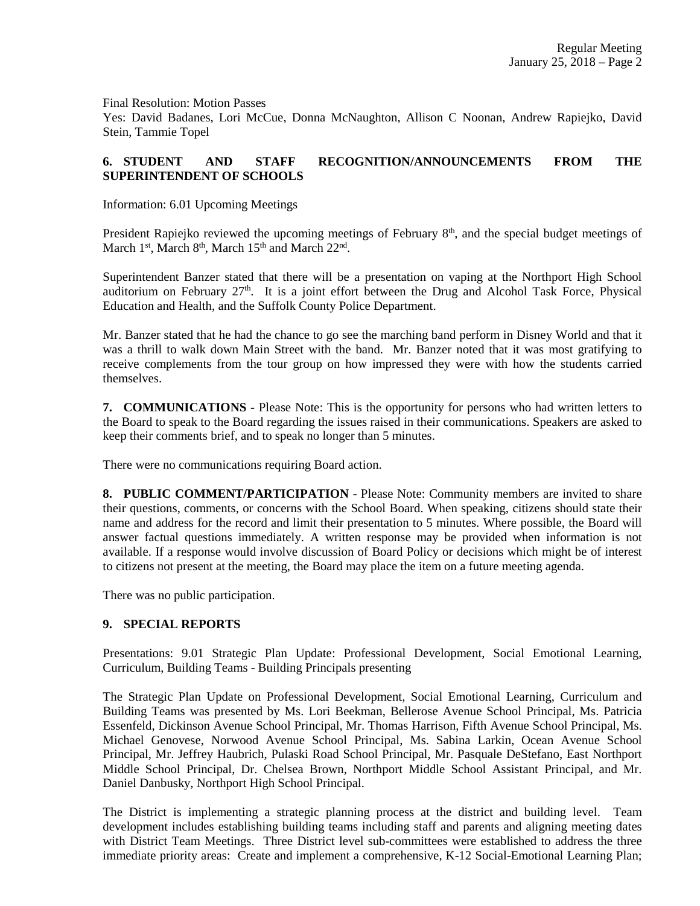Final Resolution: Motion Passes
Yes: David Badanes, Lori McCue, Donna McNaughton, Allison C Noonan, Andrew Rapiejko, David Stein, Tammie Topel

**6. STUDENT AND STAFF RECOGNITION/ANNOUNCEMENTS FROM THE SUPERINTENDENT OF SCHOOLS**

Information: 6.01 Upcoming Meetings

President Rapiejko reviewed the upcoming meetings of February 8th, and the special budget meetings of March 1st, March 8th, March 15th and March 22nd.

Superintendent Banzer stated that there will be a presentation on vaping at the Northport High School auditorium on February 27th. It is a joint effort between the Drug and Alcohol Task Force, Physical Education and Health, and the Suffolk County Police Department.

Mr. Banzer stated that he had the chance to go see the marching band perform in Disney World and that it was a thrill to walk down Main Street with the band. Mr. Banzer noted that it was most gratifying to receive complements from the tour group on how impressed they were with how the students carried themselves.

**7. COMMUNICATIONS** - Please Note: This is the opportunity for persons who had written letters to the Board to speak to the Board regarding the issues raised in their communications. Speakers are asked to keep their comments brief, and to speak no longer than 5 minutes.

There were no communications requiring Board action.

**8. PUBLIC COMMENT/PARTICIPATION** - Please Note: Community members are invited to share their questions, comments, or concerns with the School Board. When speaking, citizens should state their name and address for the record and limit their presentation to 5 minutes. Where possible, the Board will answer factual questions immediately. A written response may be provided when information is not available. If a response would involve discussion of Board Policy or decisions which might be of interest to citizens not present at the meeting, the Board may place the item on a future meeting agenda.

There was no public participation.

**9. SPECIAL REPORTS**

Presentations: 9.01 Strategic Plan Update: Professional Development, Social Emotional Learning, Curriculum, Building Teams - Building Principals presenting

The Strategic Plan Update on Professional Development, Social Emotional Learning, Curriculum and Building Teams was presented by Ms. Lori Beekman, Bellerose Avenue School Principal, Ms. Patricia Essenfeld, Dickinson Avenue School Principal, Mr. Thomas Harrison, Fifth Avenue School Principal, Ms. Michael Genovese, Norwood Avenue School Principal, Ms. Sabina Larkin, Ocean Avenue School Principal, Mr. Jeffrey Haubrich, Pulaski Road School Principal, Mr. Pasquale DeStefano, East Northport Middle School Principal, Dr. Chelsea Brown, Northport Middle School Assistant Principal, and Mr. Daniel Danbusky, Northport High School Principal.

The District is implementing a strategic planning process at the district and building level. Team development includes establishing building teams including staff and parents and aligning meeting dates with District Team Meetings. Three District level sub-committees were established to address the three immediate priority areas: Create and implement a comprehensive, K-12 Social-Emotional Learning Plan;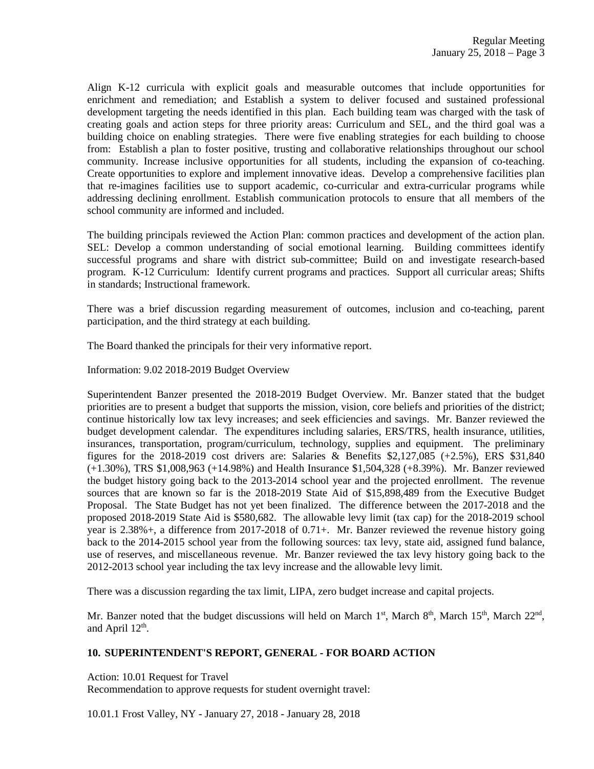Align K-12 curricula with explicit goals and measurable outcomes that include opportunities for enrichment and remediation; and Establish a system to deliver focused and sustained professional development targeting the needs identified in this plan. Each building team was charged with the task of creating goals and action steps for three priority areas: Curriculum and SEL, and the third goal was a building choice on enabling strategies. There were five enabling strategies for each building to choose from: Establish a plan to foster positive, trusting and collaborative relationships throughout our school community. Increase inclusive opportunities for all students, including the expansion of co-teaching. Create opportunities to explore and implement innovative ideas. Develop a comprehensive facilities plan that re-imagines facilities use to support academic, co-curricular and extra-curricular programs while addressing declining enrollment. Establish communication protocols to ensure that all members of the school community are informed and included.

The building principals reviewed the Action Plan: common practices and development of the action plan. SEL: Develop a common understanding of social emotional learning. Building committees identify successful programs and share with district sub-committee; Build on and investigate research-based program. K-12 Curriculum: Identify current programs and practices. Support all curricular areas; Shifts in standards; Instructional framework.

There was a brief discussion regarding measurement of outcomes, inclusion and co-teaching, parent participation, and the third strategy at each building.

The Board thanked the principals for their very informative report.

Information: 9.02 2018-2019 Budget Overview

Superintendent Banzer presented the 2018-2019 Budget Overview. Mr. Banzer stated that the budget priorities are to present a budget that supports the mission, vision, core beliefs and priorities of the district; continue historically low tax levy increases; and seek efficiencies and savings. Mr. Banzer reviewed the budget development calendar. The expenditures including salaries, ERS/TRS, health insurance, utilities, insurances, transportation, program/curriculum, technology, supplies and equipment. The preliminary figures for the 2018-2019 cost drivers are: Salaries & Benefits $2,127,085 (+2.5%), ERS $31,840 (+1.30%), TRS $1,008,963 (+14.98%) and Health Insurance $1,504,328 (+8.39%). Mr. Banzer reviewed the budget history going back to the 2013-2014 school year and the projected enrollment. The revenue sources that are known so far is the 2018-2019 State Aid of $15,898,489 from the Executive Budget Proposal. The State Budget has not yet been finalized. The difference between the 2017-2018 and the proposed 2018-2019 State Aid is $580,682. The allowable levy limit (tax cap) for the 2018-2019 school year is 2.38%+, a difference from 2017-2018 of 0.71+. Mr. Banzer reviewed the revenue history going back to the 2014-2015 school year from the following sources: tax levy, state aid, assigned fund balance, use of reserves, and miscellaneous revenue. Mr. Banzer reviewed the tax levy history going back to the 2012-2013 school year including the tax levy increase and the allowable levy limit.

There was a discussion regarding the tax limit, LIPA, zero budget increase and capital projects.

Mr. Banzer noted that the budget discussions will held on March 1st, March 8th, March 15th, March 22nd, and April 12th.

**10. SUPERINTENDENT'S REPORT, GENERAL - FOR BOARD ACTION**

Action: 10.01 Request for Travel
Recommendation to approve requests for student overnight travel:

10.01.1 Frost Valley, NY - January 27, 2018 - January 28, 2018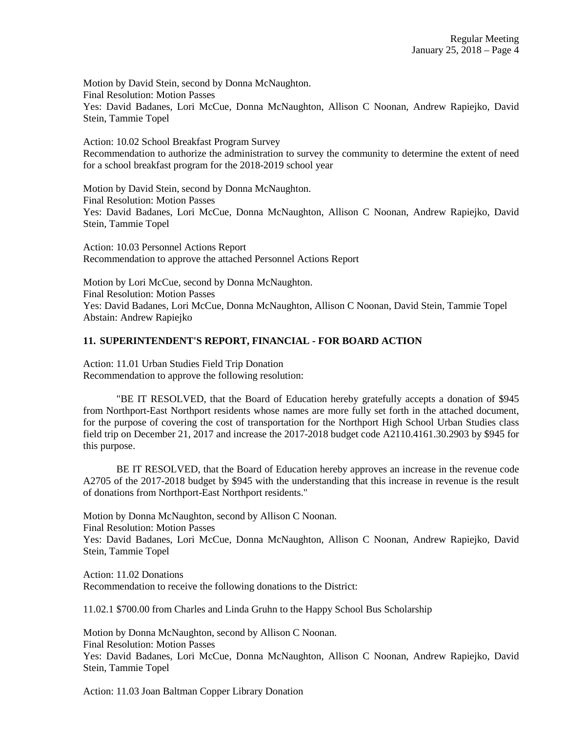Motion by David Stein, second by Donna McNaughton.
Final Resolution: Motion Passes
Yes: David Badanes, Lori McCue, Donna McNaughton, Allison C Noonan, Andrew Rapiejko, David Stein, Tammie Topel

Action: 10.02 School Breakfast Program Survey
Recommendation to authorize the administration to survey the community to determine the extent of need for a school breakfast program for the 2018-2019 school year

Motion by David Stein, second by Donna McNaughton.
Final Resolution: Motion Passes
Yes: David Badanes, Lori McCue, Donna McNaughton, Allison C Noonan, Andrew Rapiejko, David Stein, Tammie Topel

Action: 10.03 Personnel Actions Report
Recommendation to approve the attached Personnel Actions Report

Motion by Lori McCue, second by Donna McNaughton.
Final Resolution: Motion Passes
Yes: David Badanes, Lori McCue, Donna McNaughton, Allison C Noonan, David Stein, Tammie Topel
Abstain: Andrew Rapiejko

## 11. SUPERINTENDENT'S REPORT, FINANCIAL - FOR BOARD ACTION

Action: 11.01 Urban Studies Field Trip Donation
Recommendation to approve the following resolution:

"BE IT RESOLVED, that the Board of Education hereby gratefully accepts a donation of $945 from Northport-East Northport residents whose names are more fully set forth in the attached document, for the purpose of covering the cost of transportation for the Northport High School Urban Studies class field trip on December 21, 2017 and increase the 2017-2018 budget code A2110.4161.30.2903 by $945 for this purpose.

BE IT RESOLVED, that the Board of Education hereby approves an increase in the revenue code A2705 of the 2017-2018 budget by $945 with the understanding that this increase in revenue is the result of donations from Northport-East Northport residents."

Motion by Donna McNaughton, second by Allison C Noonan.
Final Resolution: Motion Passes
Yes: David Badanes, Lori McCue, Donna McNaughton, Allison C Noonan, Andrew Rapiejko, David Stein, Tammie Topel

Action: 11.02 Donations
Recommendation to receive the following donations to the District:

11.02.1 $700.00 from Charles and Linda Gruhn to the Happy School Bus Scholarship

Motion by Donna McNaughton, second by Allison C Noonan.
Final Resolution: Motion Passes
Yes: David Badanes, Lori McCue, Donna McNaughton, Allison C Noonan, Andrew Rapiejko, David Stein, Tammie Topel

Action: 11.03 Joan Baltman Copper Library Donation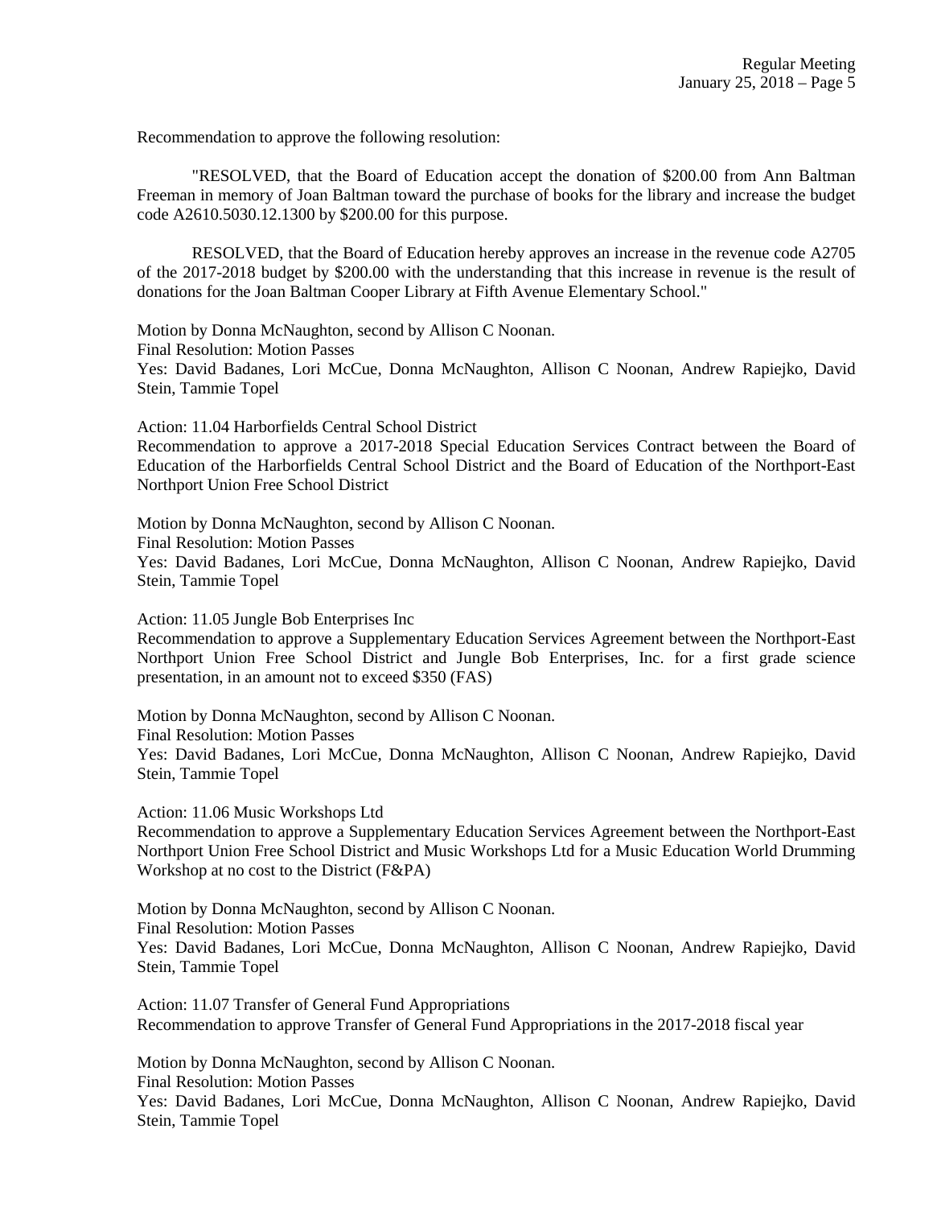Recommendation to approve the following resolution:

"RESOLVED, that the Board of Education accept the donation of $200.00 from Ann Baltman Freeman in memory of Joan Baltman toward the purchase of books for the library and increase the budget code A2610.5030.12.1300 by $200.00 for this purpose.

RESOLVED, that the Board of Education hereby approves an increase in the revenue code A2705 of the 2017-2018 budget by $200.00 with the understanding that this increase in revenue is the result of donations for the Joan Baltman Cooper Library at Fifth Avenue Elementary School."

Motion by Donna McNaughton, second by Allison C Noonan.
Final Resolution: Motion Passes
Yes: David Badanes, Lori McCue, Donna McNaughton, Allison C Noonan, Andrew Rapiejko, David Stein, Tammie Topel

Action: 11.04 Harborfields Central School District
Recommendation to approve a 2017-2018 Special Education Services Contract between the Board of Education of the Harborfields Central School District and the Board of Education of the Northport-East Northport Union Free School District

Motion by Donna McNaughton, second by Allison C Noonan.
Final Resolution: Motion Passes
Yes: David Badanes, Lori McCue, Donna McNaughton, Allison C Noonan, Andrew Rapiejko, David Stein, Tammie Topel

Action: 11.05 Jungle Bob Enterprises Inc
Recommendation to approve a Supplementary Education Services Agreement between the Northport-East Northport Union Free School District and Jungle Bob Enterprises, Inc. for a first grade science presentation, in an amount not to exceed $350 (FAS)

Motion by Donna McNaughton, second by Allison C Noonan.
Final Resolution: Motion Passes
Yes: David Badanes, Lori McCue, Donna McNaughton, Allison C Noonan, Andrew Rapiejko, David Stein, Tammie Topel

Action: 11.06 Music Workshops Ltd
Recommendation to approve a Supplementary Education Services Agreement between the Northport-East Northport Union Free School District and Music Workshops Ltd for a Music Education World Drumming Workshop at no cost to the District (F&PA)

Motion by Donna McNaughton, second by Allison C Noonan.
Final Resolution: Motion Passes
Yes: David Badanes, Lori McCue, Donna McNaughton, Allison C Noonan, Andrew Rapiejko, David Stein, Tammie Topel

Action: 11.07 Transfer of General Fund Appropriations
Recommendation to approve Transfer of General Fund Appropriations in the 2017-2018 fiscal year

Motion by Donna McNaughton, second by Allison C Noonan.
Final Resolution: Motion Passes
Yes: David Badanes, Lori McCue, Donna McNaughton, Allison C Noonan, Andrew Rapiejko, David Stein, Tammie Topel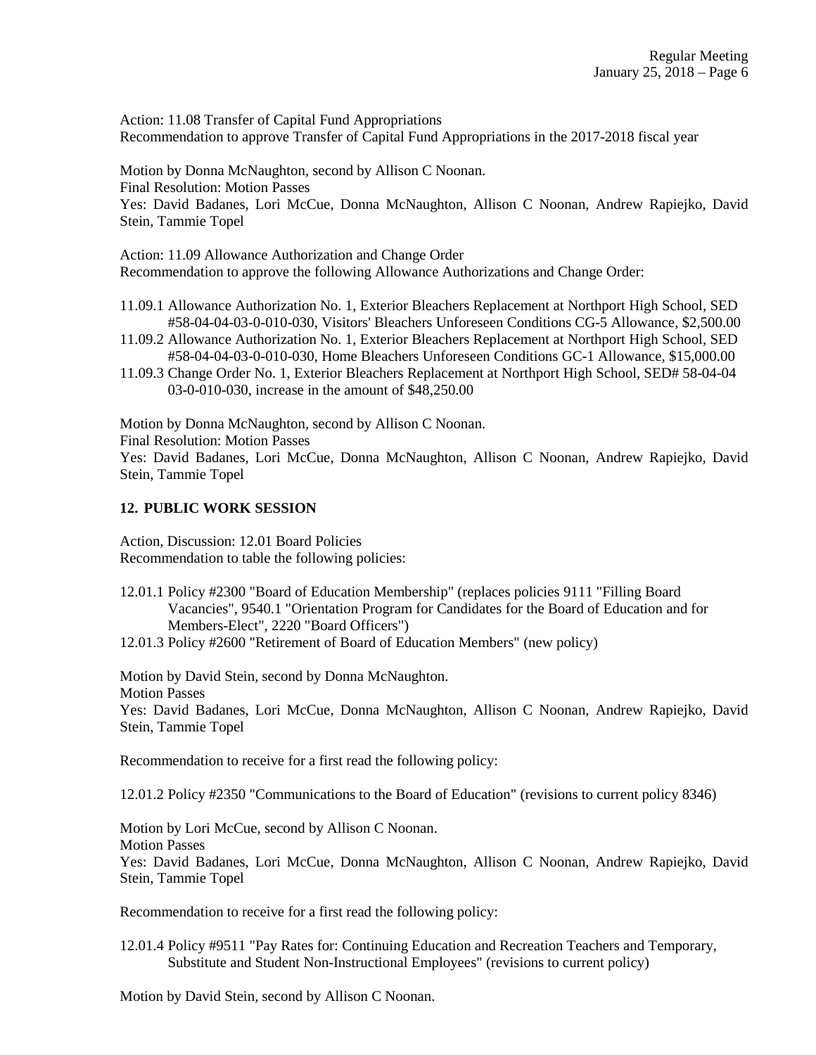Action: 11.08 Transfer of Capital Fund Appropriations
Recommendation to approve Transfer of Capital Fund Appropriations in the 2017-2018 fiscal year

Motion by Donna McNaughton, second by Allison C Noonan.
Final Resolution: Motion Passes
Yes: David Badanes, Lori McCue, Donna McNaughton, Allison C Noonan, Andrew Rapiejko, David Stein, Tammie Topel

Action: 11.09 Allowance Authorization and Change Order
Recommendation to approve the following Allowance Authorizations and Change Order:

11.09.1 Allowance Authorization No. 1, Exterior Bleachers Replacement at Northport High School, SED #58-04-04-03-0-010-030, Visitors' Bleachers Unforeseen Conditions CG-5 Allowance, $2,500.00
11.09.2 Allowance Authorization No. 1, Exterior Bleachers Replacement at Northport High School, SED #58-04-04-03-0-010-030, Home Bleachers Unforeseen Conditions GC-1 Allowance, $15,000.00
11.09.3 Change Order No. 1, Exterior Bleachers Replacement at Northport High School, SED# 58-04-04 03-0-010-030, increase in the amount of $48,250.00

Motion by Donna McNaughton, second by Allison C Noonan.
Final Resolution: Motion Passes
Yes: David Badanes, Lori McCue, Donna McNaughton, Allison C Noonan, Andrew Rapiejko, David Stein, Tammie Topel

## 12. PUBLIC WORK SESSION

Action, Discussion: 12.01 Board Policies
Recommendation to table the following policies:

12.01.1 Policy #2300 "Board of Education Membership" (replaces policies 9111 "Filling Board Vacancies", 9540.1 "Orientation Program for Candidates for the Board of Education and for Members-Elect", 2220 "Board Officers")
12.01.3 Policy #2600 "Retirement of Board of Education Members" (new policy)

Motion by David Stein, second by Donna McNaughton.
Motion Passes
Yes: David Badanes, Lori McCue, Donna McNaughton, Allison C Noonan, Andrew Rapiejko, David Stein, Tammie Topel

Recommendation to receive for a first read the following policy:

12.01.2 Policy #2350 "Communications to the Board of Education" (revisions to current policy 8346)

Motion by Lori McCue, second by Allison C Noonan.
Motion Passes
Yes: David Badanes, Lori McCue, Donna McNaughton, Allison C Noonan, Andrew Rapiejko, David Stein, Tammie Topel

Recommendation to receive for a first read the following policy:

12.01.4 Policy #9511 "Pay Rates for: Continuing Education and Recreation Teachers and Temporary, Substitute and Student Non-Instructional Employees" (revisions to current policy)

Motion by David Stein, second by Allison C Noonan.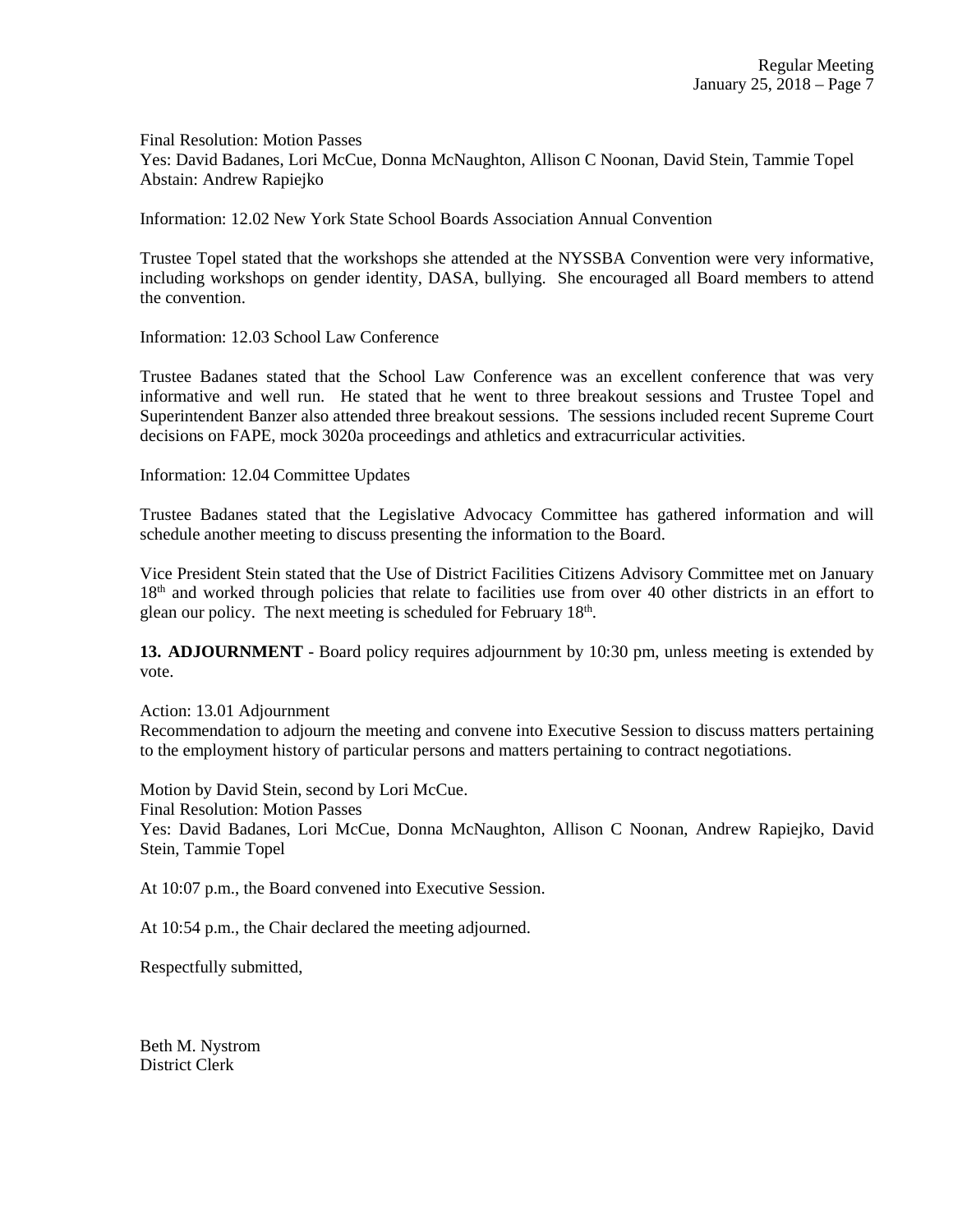Final Resolution: Motion Passes
Yes: David Badanes, Lori McCue, Donna McNaughton, Allison C Noonan, David Stein, Tammie Topel
Abstain: Andrew Rapiejko

Information: 12.02 New York State School Boards Association Annual Convention

Trustee Topel stated that the workshops she attended at the NYSSBA Convention were very informative, including workshops on gender identity, DASA, bullying. She encouraged all Board members to attend the convention.

Information: 12.03 School Law Conference

Trustee Badanes stated that the School Law Conference was an excellent conference that was very informative and well run. He stated that he went to three breakout sessions and Trustee Topel and Superintendent Banzer also attended three breakout sessions. The sessions included recent Supreme Court decisions on FAPE, mock 3020a proceedings and athletics and extracurricular activities.

Information: 12.04 Committee Updates

Trustee Badanes stated that the Legislative Advocacy Committee has gathered information and will schedule another meeting to discuss presenting the information to the Board.

Vice President Stein stated that the Use of District Facilities Citizens Advisory Committee met on January 18th and worked through policies that relate to facilities use from over 40 other districts in an effort to glean our policy. The next meeting is scheduled for February 18th.

**13. ADJOURNMENT** - Board policy requires adjournment by 10:30 pm, unless meeting is extended by vote.

Action: 13.01 Adjournment
Recommendation to adjourn the meeting and convene into Executive Session to discuss matters pertaining to the employment history of particular persons and matters pertaining to contract negotiations.

Motion by David Stein, second by Lori McCue.
Final Resolution: Motion Passes
Yes: David Badanes, Lori McCue, Donna McNaughton, Allison C Noonan, Andrew Rapiejko, David Stein, Tammie Topel

At 10:07 p.m., the Board convened into Executive Session.

At 10:54 p.m., the Chair declared the meeting adjourned.

Respectfully submitted,

Beth M. Nystrom
District Clerk